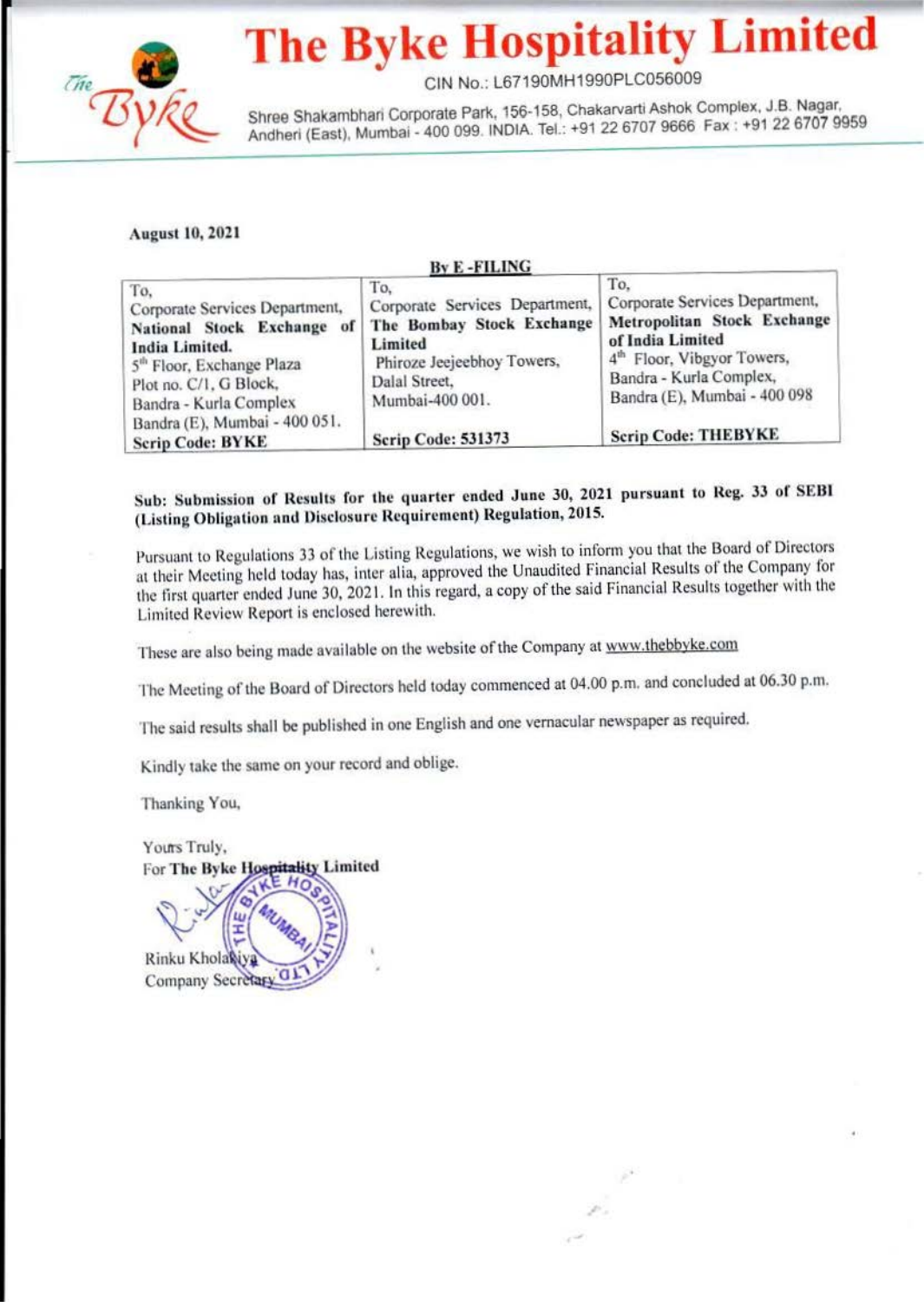# The Byke Hospitality Limited

CIN No.: L67190MH1990PLC056009

Shree Shakambhari Corporate Park, 156-158, Chakarvarti Ashok Complex, J.B. Nagar, Andheri (East), Mumbai - 400 099. INDIA. Tel.: +91 22 6707 9666 Fax : +91 22 6707 9959

**August 10, 2021**

**By E-FILING**

| | | |
|---|---|---|
| To,<br>Corporate Services Department,<br>**National Stock Exchange of India Limited.**<br>5th Floor, Exchange Plaza<br>Plot no. C/1, G Block,<br>Bandra - Kurla Complex<br>Bandra (E), Mumbai - 400 051.<br>**Scrip Code: BYKE** | To,<br>Corporate Services Department,<br>**The Bombay Stock Exchange Limited**<br>Phiroze Jeejeebhoy Towers,<br>Dalal Street,<br>Mumbai-400 001.<br>**Scrip Code: 531373** | To,<br>Corporate Services Department,<br>**Metropolitan Stock Exchange of India Limited**<br>4th Floor, Vibgyor Towers,<br>Bandra - Kurla Complex,<br>Bandra (E), Mumbai - 400 098<br>**Scrip Code: THEBYKE** |

**Sub: Submission of Results for the quarter ended June 30, 2021 pursuant to Reg. 33 of SEBI (Listing Obligation and Disclosure Requirement) Regulation, 2015.**

Pursuant to Regulations 33 of the Listing Regulations, we wish to inform you that the Board of Directors at their Meeting held today has, inter alia, approved the Unaudited Financial Results of the Company for the first quarter ended June 30, 2021. In this regard, a copy of the said Financial Results together with the Limited Review Report is enclosed herewith.

These are also being made available on the website of the Company at www.thebbyke.com

The Meeting of the Board of Directors held today commenced at 04.00 p.m. and concluded at 06.30 p.m.

The said results shall be published in one English and one vernacular newspaper as required.

Kindly take the same on your record and oblige.

Thanking You,

Yours Truly,
For **The Byke Hospitality Limited**

Rinku Kholakiya
Company Secretary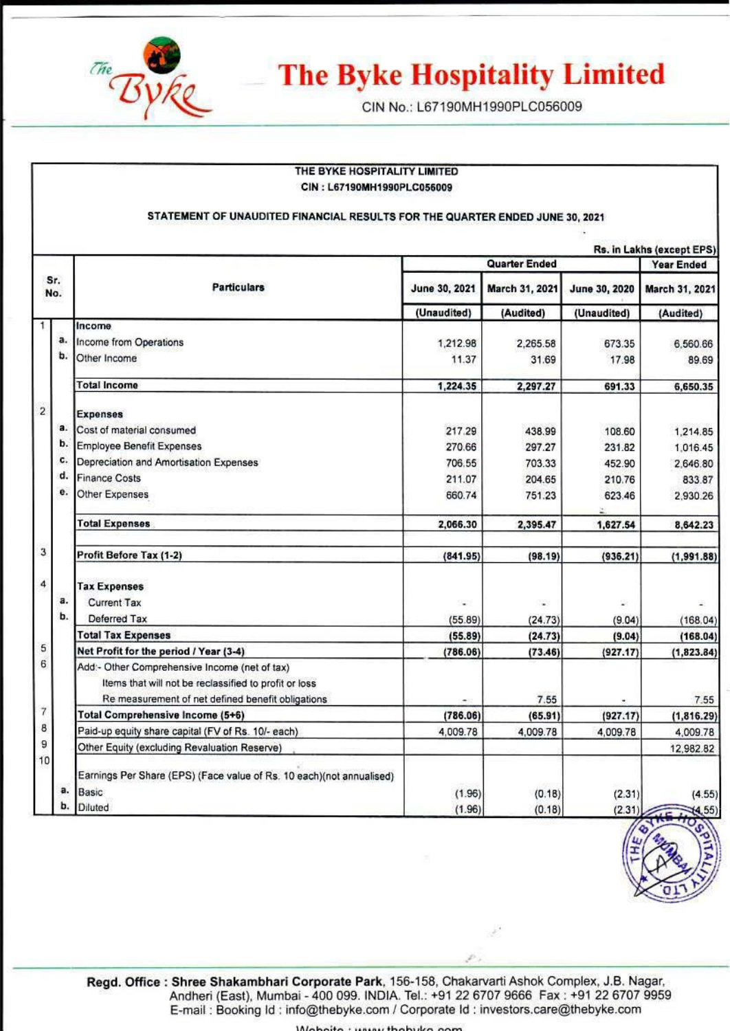# The Byke Hospitality Limited

CIN No.: L67190MH1990PLC056009

**THE BYKE HOSPITALITY LIMITED**

**CIN : L67190MH1990PLC056009**

**STATEMENT OF UNAUDITED FINANCIAL RESULTS FOR THE QUARTER ENDED JUNE 30, 2021**

**Rs. in Lakhs (except EPS)**

| Sr. No. | | Particulars | Quarter Ended | | | Year Ended |
|---|---|---|---|---|---|---|
| | | | June 30, 2021 | March 31, 2021 | June 30, 2020 | March 31, 2021 |
| | | | (Unaudited) | (Audited) | (Unaudited) | (Audited) |
| 1 | | Income | | | | |
| | a. | Income from Operations | 1,212.98 | 2,265.58 | 673.35 | 6,560.66 |
| | b. | Other Income | 11.37 | 31.69 | 17.98 | 89.69 |
| | | **Total Income** | **1,224.35** | **2,297.27** | **691.33** | **6,650.35** |
| 2 | | **Expenses** | | | | |
| | a. | Cost of material consumed | 217.29 | 438.99 | 108.60 | 1,214.85 |
| | b. | Employee Benefit Expenses | 270.66 | 297.27 | 231.82 | 1,016.45 |
| | c. | Depreciation and Amortisation Expenses | 706.55 | 703.33 | 452.90 | 2,646.80 |
| | d. | Finance Costs | 211.07 | 204.65 | 210.76 | 833.87 |
| | e. | Other Expenses | 660.74 | 751.23 | 623.46 | 2,930.26 |
| | | **Total Expenses** | **2,066.30** | **2,395.47** | **1,627.54** | **8,642.23** |
| 3 | | **Profit Before Tax (1-2)** | **(841.95)** | **(98.19)** | **(936.21)** | **(1,991.88)** |
| 4 | | **Tax Expenses** | | | | |
| | a. | Current Tax | - | - | - | - |
| | b. | Deferred Tax | (55.89) | (24.73) | (9.04) | (168.04) |
| | | **Total Tax Expenses** | **(55.89)** | **(24.73)** | **(9.04)** | **(168.04)** |
| 5 | | **Net Profit for the period / Year (3-4)** | **(786.06)** | **(73.46)** | **(927.17)** | **(1,823.84)** |
| 6 | | Add:- Other Comprehensive Income (net of tax) | | | | |
| | | Items that will not be reclassified to profit or loss | | | | |
| | | Re measurement of net defined benefit obligations | - | 7.55 | - | 7.55 |
| 7 | | **Total Comprehensive Income (5+6)** | **(786.06)** | **(65.91)** | **(927.17)** | **(1,816.29)** |
| 8 | | Paid-up equity share capital (FV of Rs. 10/- each) | 4,009.78 | 4,009.78 | 4,009.78 | 4,009.78 |
| 9 | | Other Equity (excluding Revaluation Reserve) | | | | 12,982.82 |
| 10 | | Earnings Per Share (EPS) (Face value of Rs. 10 each)(not annualised) | | | | |
| | a. | Basic | (1.96) | (0.18) | (2.31) | (4.55) |
| | b. | Diluted | (1.96) | (0.18) | (2.31) | (4.55) |

Regd. Office : **Shree Shakambhari Corporate Park**, 156-158, Chakarvarti Ashok Complex, J.B. Nagar, Andheri (East), Mumbai - 400 099. INDIA. Tel.: +91 22 6707 9666 Fax : +91 22 6707 9959
E-mail : Booking Id : info@thebyke.com / Corporate Id : investors.care@thebyke.com
Website : www.thebyke.com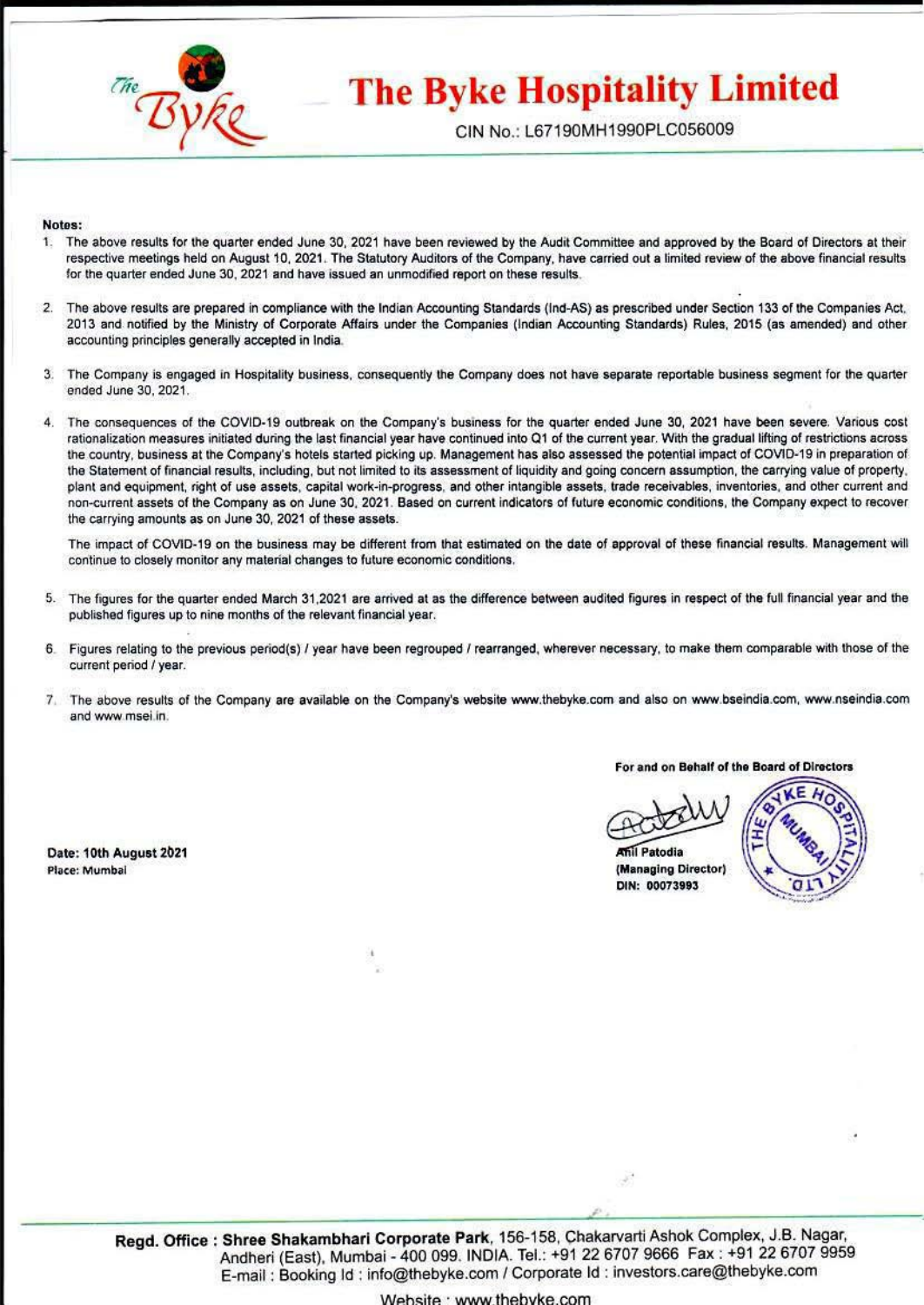# The Byke Hospitality Limited

CIN No.: L67190MH1990PLC056009

**Notes:**

1. The above results for the quarter ended June 30, 2021 have been reviewed by the Audit Committee and approved by the Board of Directors at their respective meetings held on August 10, 2021. The Statutory Auditors of the Company, have carried out a limited review of the above financial results for the quarter ended June 30, 2021 and have issued an unmodified report on these results.

2. The above results are prepared in compliance with the Indian Accounting Standards (Ind-AS) as prescribed under Section 133 of the Companies Act, 2013 and notified by the Ministry of Corporate Affairs under the Companies (Indian Accounting Standards) Rules, 2015 (as amended) and other accounting principles generally accepted in India.

3. The Company is engaged in Hospitality business, consequently the Company does not have separate reportable business segment for the quarter ended June 30, 2021.

4. The consequences of the COVID-19 outbreak on the Company's business for the quarter ended June 30, 2021 have been severe. Various cost rationalization measures initiated during the last financial year have continued into Q1 of the current year. With the gradual lifting of restrictions across the country, business at the Company's hotels started picking up. Management has also assessed the potential impact of COVID-19 in preparation of the Statement of financial results, including, but not limited to its assessment of liquidity and going concern assumption, the carrying value of property, plant and equipment, right of use assets, capital work-in-progress, and other intangible assets, trade receivables, inventories, and other current and non-current assets of the Company as on June 30, 2021. Based on current indicators of future economic conditions, the Company expect to recover the carrying amounts as on June 30, 2021 of these assets.

   The impact of COVID-19 on the business may be different from that estimated on the date of approval of these financial results. Management will continue to closely monitor any material changes to future economic conditions.

5. The figures for the quarter ended March 31,2021 are arrived at as the difference between audited figures in respect of the full financial year and the published figures up to nine months of the relevant financial year.

6. Figures relating to the previous period(s) / year have been regrouped / rearranged, wherever necessary, to make them comparable with those of the current period / year.

7. The above results of the Company are available on the Company's website www.thebyke.com and also on www.bseindia.com, www.nseindia.com and www.msei.in.

**For and on Behalf of the Board of Directors**

**Anil Patodia**
**(Managing Director)**
**DIN: 00073993**

**Date: 10th August 2021**
**Place: Mumbai**

**Regd. Office : Shree Shakambhari Corporate Park**, 156-158, Chakarvarti Ashok Complex, J.B. Nagar, Andheri (East), Mumbai - 400 099. INDIA. Tel.: +91 22 6707 9666 Fax : +91 22 6707 9959
E-mail : Booking Id : info@thebyke.com / Corporate Id : investors.care@thebyke.com
Website : www.thebyke.com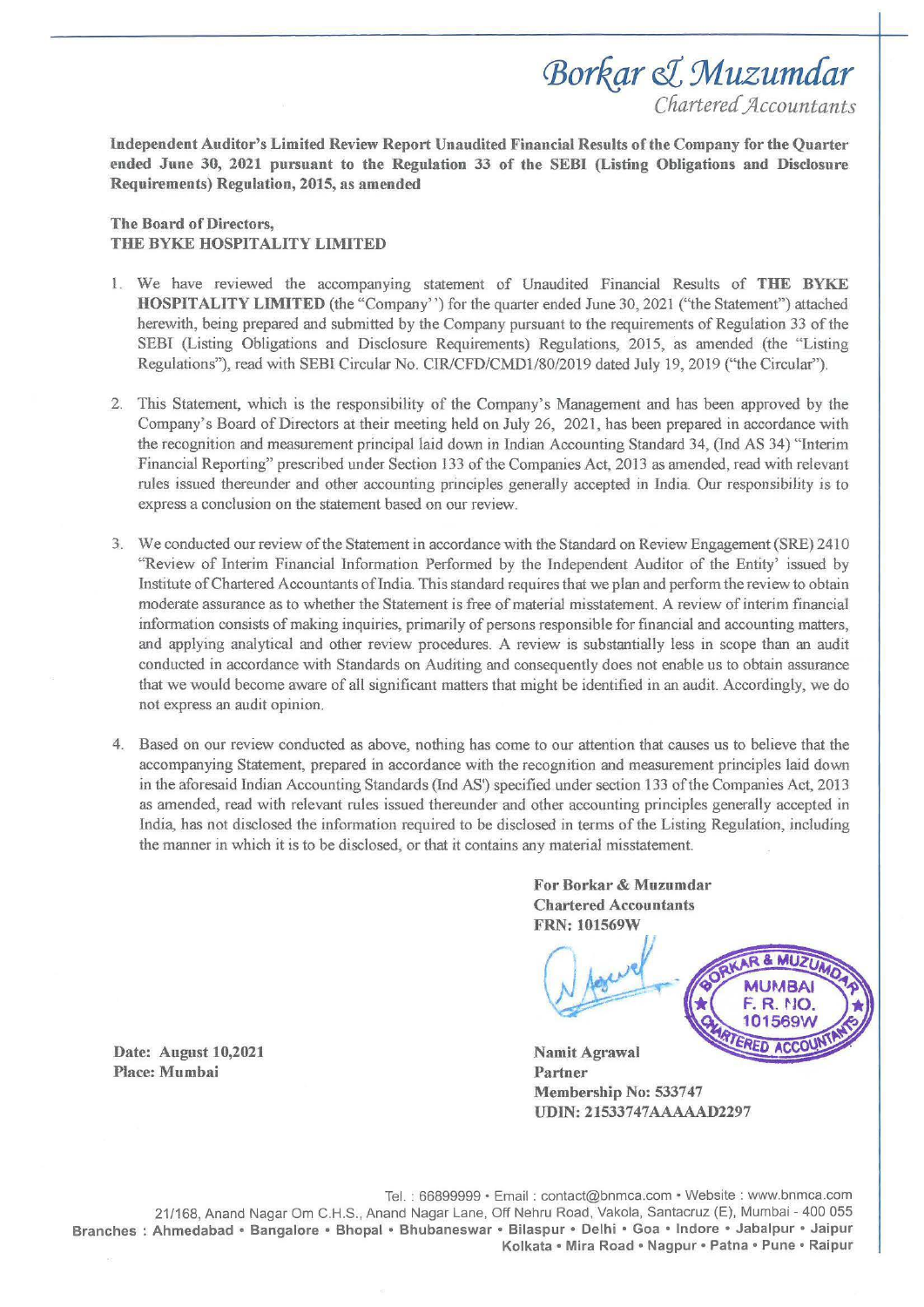*Borkar & Muzumdar*
*Chartered Accountants*

**Independent Auditor's Limited Review Report Unaudited Financial Results of the Company for the Quarter ended June 30, 2021 pursuant to the Regulation 33 of the SEBI (Listing Obligations and Disclosure Requirements) Regulation, 2015, as amended**

**The Board of Directors,**
**THE BYKE HOSPITALITY LIMITED**

1. We have reviewed the accompanying statement of Unaudited Financial Results of **THE BYKE HOSPITALITY LIMITED** (the "Company'') for the quarter ended June 30, 2021 ("the Statement") attached herewith, being prepared and submitted by the Company pursuant to the requirements of Regulation 33 of the SEBI (Listing Obligations and Disclosure Requirements) Regulations, 2015, as amended (the "Listing Regulations"), read with SEBI Circular No. CIR/CFD/CMD1/80/2019 dated July 19, 2019 ("the Circular").

2. This Statement, which is the responsibility of the Company's Management and has been approved by the Company's Board of Directors at their meeting held on July 26, 2021, has been prepared in accordance with the recognition and measurement principal laid down in Indian Accounting Standard 34, (Ind AS 34) "Interim Financial Reporting" prescribed under Section 133 of the Companies Act, 2013 as amended, read with relevant rules issued thereunder and other accounting principles generally accepted in India. Our responsibility is to express a conclusion on the statement based on our review.

3. We conducted our review of the Statement in accordance with the Standard on Review Engagement (SRE) 2410 "Review of Interim Financial Information Performed by the Independent Auditor of the Entity' issued by Institute of Chartered Accountants of India. This standard requires that we plan and perform the review to obtain moderate assurance as to whether the Statement is free of material misstatement. A review of interim financial information consists of making inquiries, primarily of persons responsible for financial and accounting matters, and applying analytical and other review procedures. A review is substantially less in scope than an audit conducted in accordance with Standards on Auditing and consequently does not enable us to obtain assurance that we would become aware of all significant matters that might be identified in an audit. Accordingly, we do not express an audit opinion.

4. Based on our review conducted as above, nothing has come to our attention that causes us to believe that the accompanying Statement, prepared in accordance with the recognition and measurement principles laid down in the aforesaid Indian Accounting Standards (Ind AS') specified under section 133 of the Companies Act, 2013 as amended, read with relevant rules issued thereunder and other accounting principles generally accepted in India, has not disclosed the information required to be disclosed in terms of the Listing Regulation, including the manner in which it is to be disclosed, or that it contains any material misstatement.

**For Borkar & Muzumdar**
**Chartered Accountants**
**FRN: 101569W**

BORKAR & MUZUMDAR
MUMBAI
F. R. NO.
101569W
CHARTERED ACCOUNTANTS

**Date: August 10,2021**
**Place: Mumbai**

**Namit Agrawal**
**Partner**
**Membership No: 533747**
**UDIN: 21533747AAAAAD2297**

Tel. : 66899999 • Email : contact@bnmca.com • Website : www.bnmca.com
21/168, Anand Nagar Om C.H.S., Anand Nagar Lane, Off Nehru Road, Vakola, Santacruz (E), Mumbai - 400 055
**Branches : Ahmedabad • Bangalore • Bhopal • Bhubaneswar • Bilaspur • Delhi • Goa • Indore • Jabalpur • Jaipur Kolkata • Mira Road • Nagpur • Patna • Pune • Raipur**